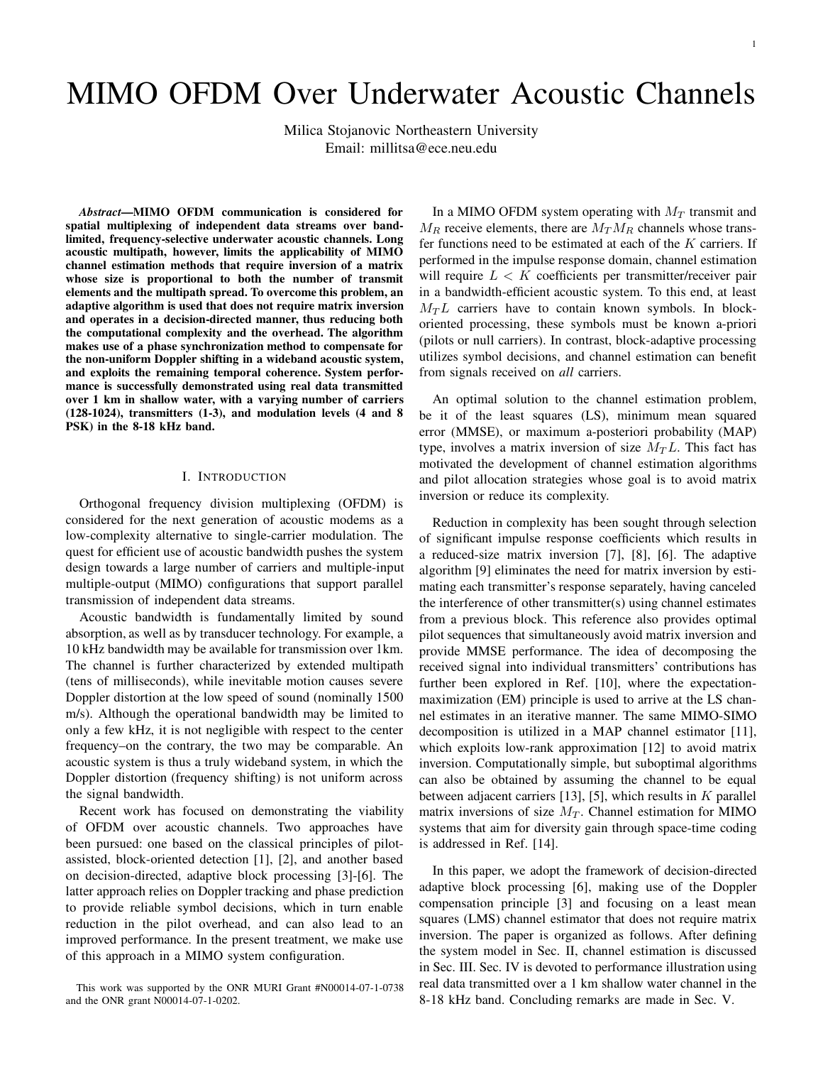# MIMO OFDM Over Underwater Acoustic Channels

Milica Stojanovic Northeastern University
Email: millitsa@ece.neu.edu

***Abstract*—MIMO OFDM communication is considered for spatial multiplexing of independent data streams over band-limited, frequency-selective underwater acoustic channels. Long acoustic multipath, however, limits the applicability of MIMO channel estimation methods that require inversion of a matrix whose size is proportional to both the number of transmit elements and the multipath spread. To overcome this problem, an adaptive algorithm is used that does not require matrix inversion and operates in a decision-directed manner, thus reducing both the computational complexity and the overhead. The algorithm makes use of a phase synchronization method to compensate for the non-uniform Doppler shifting in a wideband acoustic system, and exploits the remaining temporal coherence. System performance is successfully demonstrated using real data transmitted over 1 km in shallow water, with a varying number of carriers (128-1024), transmitters (1-3), and modulation levels (4 and 8 PSK) in the 8-18 kHz band.**

## I. Introduction

Orthogonal frequency division multiplexing (OFDM) is considered for the next generation of acoustic modems as a low-complexity alternative to single-carrier modulation. The quest for efficient use of acoustic bandwidth pushes the system design towards a large number of carriers and multiple-input multiple-output (MIMO) configurations that support parallel transmission of independent data streams.

Acoustic bandwidth is fundamentally limited by sound absorption, as well as by transducer technology. For example, a 10 kHz bandwidth may be available for transmission over 1km. The channel is further characterized by extended multipath (tens of milliseconds), while inevitable motion causes severe Doppler distortion at the low speed of sound (nominally 1500 m/s). Although the operational bandwidth may be limited to only a few kHz, it is not negligible with respect to the center frequency–on the contrary, the two may be comparable. An acoustic system is thus a truly wideband system, in which the Doppler distortion (frequency shifting) is not uniform across the signal bandwidth.

Recent work has focused on demonstrating the viability of OFDM over acoustic channels. Two approaches have been pursued: one based on the classical principles of pilot-assisted, block-oriented detection [1], [2], and another based on decision-directed, adaptive block processing [3]-[6]. The latter approach relies on Doppler tracking and phase prediction to provide reliable symbol decisions, which in turn enable reduction in the pilot overhead, and can also lead to an improved performance. In the present treatment, we make use of this approach in a MIMO system configuration.

This work was supported by the ONR MURI Grant #N00014-07-1-0738 and the ONR grant N00014-07-1-0202.

In a MIMO OFDM system operating with $M_T$ transmit and $M_R$ receive elements, there are $M_T M_R$ channels whose transfer functions need to be estimated at each of the $K$ carriers. If performed in the impulse response domain, channel estimation will require $L < K$ coefficients per transmitter/receiver pair in a bandwidth-efficient acoustic system. To this end, at least $M_T L$ carriers have to contain known symbols. In block-oriented processing, these symbols must be known a-priori (pilots or null carriers). In contrast, block-adaptive processing utilizes symbol decisions, and channel estimation can benefit from signals received on *all* carriers.

An optimal solution to the channel estimation problem, be it of the least squares (LS), minimum mean squared error (MMSE), or maximum a-posteriori probability (MAP) type, involves a matrix inversion of size $M_T L$. This fact has motivated the development of channel estimation algorithms and pilot allocation strategies whose goal is to avoid matrix inversion or reduce its complexity.

Reduction in complexity has been sought through selection of significant impulse response coefficients which results in a reduced-size matrix inversion [7], [8], [6]. The adaptive algorithm [9] eliminates the need for matrix inversion by estimating each transmitter's response separately, having canceled the interference of other transmitter(s) using channel estimates from a previous block. This reference also provides optimal pilot sequences that simultaneously avoid matrix inversion and provide MMSE performance. The idea of decomposing the received signal into individual transmitters' contributions has further been explored in Ref. [10], where the expectation-maximization (EM) principle is used to arrive at the LS channel estimates in an iterative manner. The same MIMO-SIMO decomposition is utilized in a MAP channel estimator [11], which exploits low-rank approximation [12] to avoid matrix inversion. Computationally simple, but suboptimal algorithms can also be obtained by assuming the channel to be equal between adjacent carriers [13], [5], which results in $K$ parallel matrix inversions of size $M_T$. Channel estimation for MIMO systems that aim for diversity gain through space-time coding is addressed in Ref. [14].

In this paper, we adopt the framework of decision-directed adaptive block processing [6], making use of the Doppler compensation principle [3] and focusing on a least mean squares (LMS) channel estimator that does not require matrix inversion. The paper is organized as follows. After defining the system model in Sec. II, channel estimation is discussed in Sec. III. Sec. IV is devoted to performance illustration using real data transmitted over a 1 km shallow water channel in the 8-18 kHz band. Concluding remarks are made in Sec. V.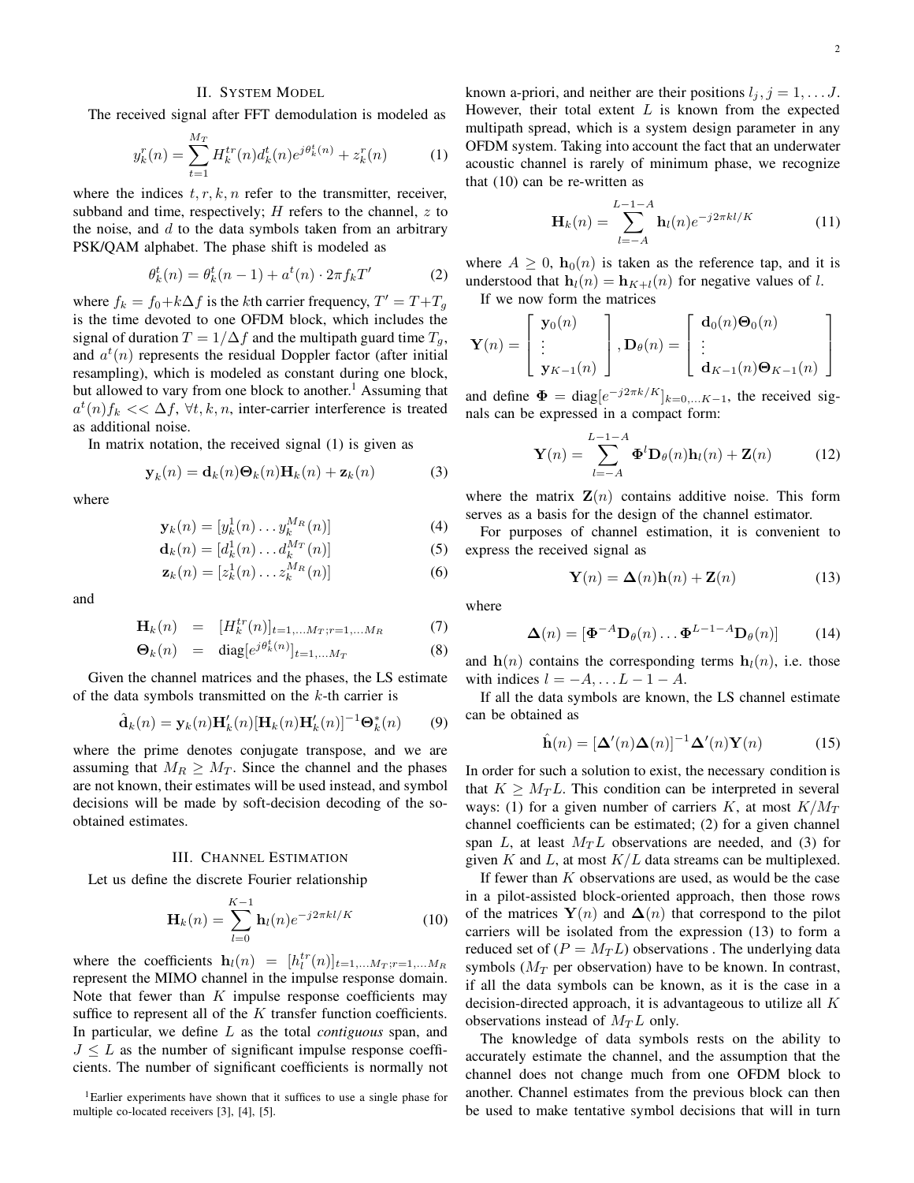## II. System Model

The received signal after FFT demodulation is modeled as

$$y_k^r(n) = \sum_{t=1}^{M_T} H_k^{tr}(n) d_k^t(n) e^{j\theta_k^t(n)} + z_k^r(n) \tag{1}$$

where the indices $t, r, k, n$ refer to the transmitter, receiver, subband and time, respectively; $H$ refers to the channel, $z$ to the noise, and $d$ to the data symbols taken from an arbitrary PSK/QAM alphabet. The phase shift is modeled as

$$\theta_k^t(n) = \theta_k^t(n-1) + a^t(n) \cdot 2\pi f_k T' \tag{2}$$

where $f_k = f_0 + k\Delta f$ is the $k$th carrier frequency, $T' = T + T_g$ is the time devoted to one OFDM block, which includes the signal of duration $T = 1/\Delta f$ and the multipath guard time $T_g$, and $a^t(n)$ represents the residual Doppler factor (after initial resampling), which is modeled as constant during one block, but allowed to vary from one block to another.[1] Assuming that $a^t(n) f_k << \Delta f$, $\forall t, k, n$, inter-carrier interference is treated as additional noise.

In matrix notation, the received signal (1) is given as

$$\mathbf{y}_k(n) = \mathbf{d}_k(n) \mathbf{\Theta}_k(n) \mathbf{H}_k(n) + \mathbf{z}_k(n) \tag{3}$$

where

$$\mathbf{y}_k(n) = [y_k^1(n) \dots y_k^{M_R}(n)] \tag{4}$$

$$\mathbf{d}_k(n) = [d_k^1(n) \dots d_k^{M_T}(n)] \tag{5}$$

$$\mathbf{z}_k(n) = [z_k^1(n) \dots z_k^{M_R}(n)] \tag{6}$$

and

$$\mathbf{H}_k(n) = [H_k^{tr}(n)]_{t=1,\dots M_T; r=1,\dots M_R} \tag{7}$$

$$\mathbf{\Theta}_k(n) = \text{diag}[e^{j\theta_k^t(n)}]_{t=1,\dots M_T} \tag{8}$$

Given the channel matrices and the phases, the LS estimate of the data symbols transmitted on the $k$-th carrier is

$$\hat{\mathbf{d}}_k(n) = \mathbf{y}_k(n) \mathbf{H}_k'(n) [\mathbf{H}_k(n) \mathbf{H}_k'(n)]^{-1} \mathbf{\Theta}_k^*(n) \tag{9}$$

where the prime denotes conjugate transpose, and we are assuming that $M_R \geq M_T$. Since the channel and the phases are not known, their estimates will be used instead, and symbol decisions will be made by soft-decision decoding of the so-obtained estimates.

## III. Channel Estimation

Let us define the discrete Fourier relationship

$$\mathbf{H}_k(n) = \sum_{l=0}^{K-1} \mathbf{h}_l(n) e^{-j2\pi kl/K} \tag{10}$$

where the coefficients $\mathbf{h}_l(n) = [h_l^{tr}(n)]_{t=1,\dots M_T; r=1,\dots M_R}$ represent the MIMO channel in the impulse response domain. Note that fewer than $K$ impulse response coefficients may suffice to represent all of the $K$ transfer function coefficients. In particular, we define $L$ as the total *contiguous* span, and $J \leq L$ as the number of significant impulse response coefficients. The number of significant coefficients is normally not known a-priori, and neither are their positions $l_j, j = 1, \dots J$. However, their total extent $L$ is known from the expected multipath spread, which is a system design parameter in any OFDM system. Taking into account the fact that an underwater acoustic channel is rarely of minimum phase, we recognize that (10) can be re-written as

$$\mathbf{H}_k(n) = \sum_{l=-A}^{L-1-A} \mathbf{h}_l(n) e^{-j2\pi kl/K} \tag{11}$$

where $A \geq 0$, $\mathbf{h}_0(n)$ is taken as the reference tap, and it is understood that $\mathbf{h}_l(n) = \mathbf{h}_{K+l}(n)$ for negative values of $l$.

If we now form the matrices

$$\mathbf{Y}(n) = \begin{bmatrix} \mathbf{y}_0(n) \\ \vdots \\ \mathbf{y}_{K-1}(n) \end{bmatrix}, \mathbf{D}_\theta(n) = \begin{bmatrix} \mathbf{d}_0(n)\mathbf{\Theta}_0(n) \\ \vdots \\ \mathbf{d}_{K-1}(n)\mathbf{\Theta}_{K-1}(n) \end{bmatrix}$$

and define $\mathbf{\Phi} = \text{diag}[e^{-j2\pi k/K}]_{k=0,\dots K-1}$, the received signals can be expressed in a compact form:

$$\mathbf{Y}(n) = \sum_{l=-A}^{L-1-A} \mathbf{\Phi}^l \mathbf{D}_\theta(n) \mathbf{h}_l(n) + \mathbf{Z}(n) \tag{12}$$

where the matrix $\mathbf{Z}(n)$ contains additive noise. This form serves as a basis for the design of the channel estimator.

For purposes of channel estimation, it is convenient to express the received signal as

$$\mathbf{Y}(n) = \mathbf{\Delta}(n) \mathbf{h}(n) + \mathbf{Z}(n) \tag{13}$$

where

$$\mathbf{\Delta}(n) = [\mathbf{\Phi}^{-A} \mathbf{D}_\theta(n) \dots \mathbf{\Phi}^{L-1-A} \mathbf{D}_\theta(n)] \tag{14}$$

and $\mathbf{h}(n)$ contains the corresponding terms $\mathbf{h}_l(n)$, i.e. those with indices $l = -A, \dots L-1-A$.

If all the data symbols are known, the LS channel estimate can be obtained as

$$\hat{\mathbf{h}}(n) = [\mathbf{\Delta}'(n) \mathbf{\Delta}(n)]^{-1} \mathbf{\Delta}'(n) \mathbf{Y}(n) \tag{15}$$

In order for such a solution to exist, the necessary condition is that $K \geq M_T L$. This condition can be interpreted in several ways: (1) for a given number of carriers $K$, at most $K/M_T$ channel coefficients can be estimated; (2) for a given channel span $L$, at least $M_T L$ observations are needed, and (3) for given $K$ and $L$, at most $K/L$ data streams can be multiplexed.

If fewer than $K$ observations are used, as would be the case in a pilot-assisted block-oriented approach, then those rows of the matrices $\mathbf{Y}(n)$ and $\mathbf{\Delta}(n)$ that correspond to the pilot carriers will be isolated from the expression (13) to form a reduced set of ($P = M_T L$) observations . The underlying data symbols ($M_T$ per observation) have to be known. In contrast, if all the data symbols can be known, as it is the case in a decision-directed approach, it is advantageous to utilize all $K$ observations instead of $M_T L$ only.

The knowledge of data symbols rests on the ability to accurately estimate the channel, and the assumption that the channel does not change much from one OFDM block to another. Channel estimates from the previous block can then be used to make tentative symbol decisions that will in turn

[1] Earlier experiments have shown that it suffices to use a single phase for multiple co-located receivers [3], [4], [5].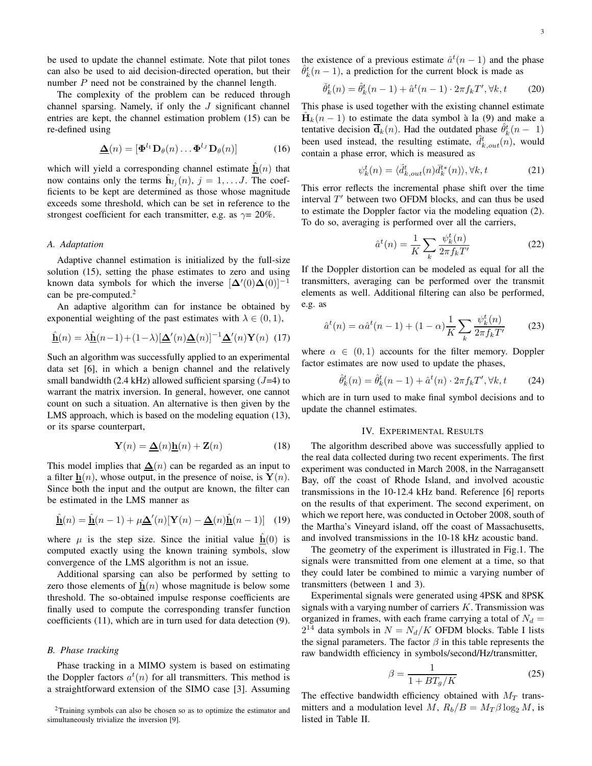be used to update the channel estimate. Note that pilot tones can also be used to aid decision-directed operation, but their number $P$ need not be constrained by the channel length.

The complexity of the problem can be reduced through channel sparsing. Namely, if only the $J$ significant channel entries are kept, the channel estimation problem (15) can be re-defined using

$$\underline{\boldsymbol{\Delta}}(n) = [\boldsymbol{\Phi}^{l_1}\mathbf{D}_\theta(n)\ldots\boldsymbol{\Phi}^{l_J}\mathbf{D}_\theta(n)] \tag{16}$$

which will yield a corresponding channel estimate $\hat{\underline{\mathbf{h}}}(n)$ that now contains only the terms $\hat{\mathbf{h}}_{l_j}(n)$, $j = 1,\ldots J$. The coefficients to be kept are determined as those whose magnitude exceeds some threshold, which can be set in reference to the strongest coefficient for each transmitter, e.g. as $\gamma$= 20%.

### A. Adaptation

Adaptive channel estimation is initialized by the full-size solution (15), setting the phase estimates to zero and using known data symbols for which the inverse $[\boldsymbol{\Delta}'(0)\boldsymbol{\Delta}(0)]^{-1}$ can be pre-computed.[2]

An adaptive algorithm can for instance be obtained by exponential weighting of the past estimates with $\lambda \in (0, 1)$,

$$\hat{\underline{\mathbf{h}}}(n) = \lambda\hat{\underline{\mathbf{h}}}(n-1)+(1-\lambda)[\underline{\boldsymbol{\Delta}}'(n)\underline{\boldsymbol{\Delta}}(n)]^{-1}\underline{\boldsymbol{\Delta}}'(n)\mathbf{Y}(n) \tag{17}$$

Such an algorithm was successfully applied to an experimental data set [6], in which a benign channel and the relatively small bandwidth (2.4 kHz) allowed sufficient sparsing ($J$=4) to warrant the matrix inversion. In general, however, one cannot count on such a situation. An alternative is then given by the LMS approach, which is based on the modeling equation (13), or its sparse counterpart,

$$\mathbf{Y}(n) = \underline{\boldsymbol{\Delta}}(n)\underline{\mathbf{h}}(n) + \mathbf{Z}(n) \tag{18}$$

This model implies that $\underline{\boldsymbol{\Delta}}(n)$ can be regarded as an input to a filter $\underline{\mathbf{h}}(n)$, whose output, in the presence of noise, is $\mathbf{Y}(n)$. Since both the input and the output are known, the filter can be estimated in the LMS manner as

$$\hat{\underline{\mathbf{h}}}(n) = \hat{\underline{\mathbf{h}}}(n-1) + \mu\underline{\boldsymbol{\Delta}}'(n)[\mathbf{Y}(n) - \underline{\boldsymbol{\Delta}}(n)\hat{\underline{\mathbf{h}}}(n-1)] \tag{19}$$

where $\mu$ is the step size. Since the initial value $\hat{\underline{\mathbf{h}}}(0)$ is computed exactly using the known training symbols, slow convergence of the LMS algorithm is not an issue.

Additional sparsing can also be performed by setting to zero those elements of $\hat{\underline{\mathbf{h}}}(n)$ whose magnitude is below some threshold. The so-obtained impulse response coefficients are finally used to compute the corresponding transfer function coefficients (11), which are in turn used for data detection (9).

### B. Phase tracking

Phase tracking in a MIMO system is based on estimating the Doppler factors $a^t(n)$ for all transmitters. This method is a straightforward extension of the SIMO case [3]. Assuming the existence of a previous estimate $\hat{a}^t(n-1)$ and the phase $\hat{\theta}^t_k(n-1)$, a prediction for the current block is made as

$$\check{\theta}^t_k(n) = \hat{\theta}^t_k(n-1) + \hat{a}^t(n-1)\cdot 2\pi f_k T', \forall k, t \tag{20}$$

This phase is used together with the existing channel estimate $\hat{\mathbf{H}}_k(n-1)$ to estimate the data symbol à la (9) and make a tentative decision $\overline{\mathbf{d}}_k(n)$. Had the outdated phase $\hat{\theta}^t_k(n-1)$ been used instead, the resulting estimate, $\hat{d}^t_{k,out}(n)$, would contain a phase error, which is measured as

$$\psi^t_k(n) = \langle\hat{d}^t_{k,out}(n)\bar{d}^{t*}_k(n)\rangle, \forall k, t \tag{21}$$

This error reflects the incremental phase shift over the time interval $T'$ between two OFDM blocks, and can thus be used to estimate the Doppler factor via the modeling equation (2). To do so, averaging is performed over all the carriers,

$$\hat{a}^t(n) = \frac{1}{K}\sum_k \frac{\psi^t_k(n)}{2\pi f_k T'} \tag{22}$$

If the Doppler distortion can be modeled as equal for all the transmitters, averaging can be performed over the transmit elements as well. Additional filtering can also be performed, e.g. as

$$\hat{a}^t(n) = \alpha\hat{a}^t(n-1) + (1-\alpha)\frac{1}{K}\sum_k \frac{\psi^t_k(n)}{2\pi f_k T'} \tag{23}$$

where $\alpha \in (0, 1)$ accounts for the filter memory. Doppler factor estimates are now used to update the phases,

$$\hat{\theta}^t_k(n) = \hat{\theta}^t_k(n-1) + \hat{a}^t(n)\cdot 2\pi f_k T', \forall k, t \tag{24}$$

which are in turn used to make final symbol decisions and to update the channel estimates.

## IV. Experimental Results

The algorithm described above was successfully applied to the real data collected during two recent experiments. The first experiment was conducted in March 2008, in the Narragansett Bay, off the coast of Rhode Island, and involved acoustic transmissions in the 10-12.4 kHz band. Reference [6] reports on the results of that experiment. The second experiment, on which we report here, was conducted in October 2008, south of the Martha's Vineyard island, off the coast of Massachusetts, and involved transmissions in the 10-18 kHz acoustic band.

The geometry of the experiment is illustrated in Fig.1. The signals were transmitted from one element at a time, so that they could later be combined to mimic a varying number of transmitters (between 1 and 3).

Experimental signals were generated using 4PSK and 8PSK signals with a varying number of carriers $K$. Transmission was organized in frames, with each frame carrying a total of $N_d = 2^{14}$ data symbols in $N = N_d/K$ OFDM blocks. Table I lists the signal parameters. The factor $\beta$ in this table represents the raw bandwidth efficiency in symbols/second/Hz/transmitter,

$$\beta = \frac{1}{1 + BT_g/K} \tag{25}$$

The effective bandwidth efficiency obtained with $M_T$ transmitters and a modulation level $M$, $R_b/B = M_T\beta\log_2 M$, is listed in Table II.

[2] Training symbols can also be chosen so as to optimize the estimator and simultaneously trivialize the inversion [9].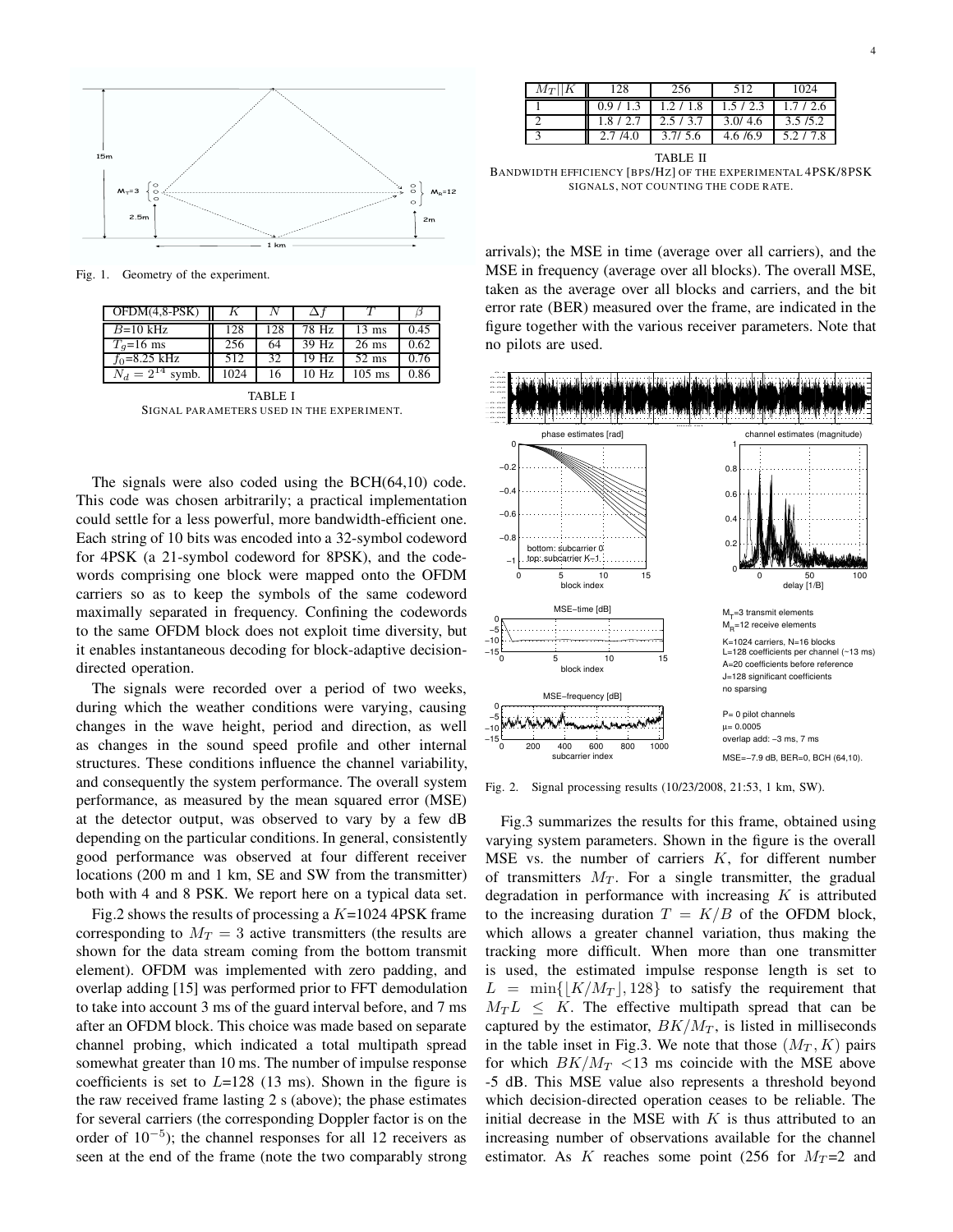Fig. 1. Geometry of the experiment.

| OFDM(4,8-PSK) | $K$ | $N$ | $\Delta f$ | $T$ | $\beta$ |
|---|---|---|---|---|---|
| $B$=10 kHz | 128 | 128 | 78 Hz | 13 ms | 0.45 |
| $T_g$=16 ms | 256 | 64 | 39 Hz | 26 ms | 0.62 |
| $f_0$=8.25 kHz | 512 | 32 | 19 Hz | 52 ms | 0.76 |
| $N_d = 2^{14}$ symb. | 1024 | 16 | 10 Hz | 105 ms | 0.86 |

TABLE I
SIGNAL PARAMETERS USED IN THE EXPERIMENT.

The signals were also coded using the BCH(64,10) code. This code was chosen arbitrarily; a practical implementation could settle for a less powerful, more bandwidth-efficient one. Each string of 10 bits was encoded into a 32-symbol codeword for 4PSK (a 21-symbol codeword for 8PSK), and the codewords comprising one block were mapped onto the OFDM carriers so as to keep the symbols of the same codeword maximally separated in frequency. Confining the codewords to the same OFDM block does not exploit time diversity, but it enables instantaneous decoding for block-adaptive decision-directed operation.

The signals were recorded over a period of two weeks, during which the weather conditions were varying, causing changes in the wave height, period and direction, as well as changes in the sound speed profile and other internal structures. These conditions influence the channel variability, and consequently the system performance. The overall system performance, as measured by the mean squared error (MSE) at the detector output, was observed to vary by a few dB depending on the particular conditions. In general, consistently good performance was observed at four different receiver locations (200 m and 1 km, SE and SW from the transmitter) both with 4 and 8 PSK. We report here on a typical data set.

Fig.2 shows the results of processing a $K$=1024 4PSK frame corresponding to $M_T = 3$ active transmitters (the results are shown for the data stream coming from the bottom transmit element). OFDM was implemented with zero padding, and overlap adding [15] was performed prior to FFT demodulation to take into account 3 ms of the guard interval before, and 7 ms after an OFDM block. This choice was made based on separate channel probing, which indicated a total multipath spread somewhat greater than 10 ms. The number of impulse response coefficients is set to $L$=128 (13 ms). Shown in the figure is the raw received frame lasting 2 s (above); the phase estimates for several carriers (the corresponding Doppler factor is on the order of $10^{-5}$); the channel responses for all 12 receivers as seen at the end of the frame (note the two comparably strong arrivals); the MSE in time (average over all carriers), and the MSE in frequency (average over all blocks). The overall MSE, taken as the average over all blocks and carriers, and the bit error rate (BER) measured over the frame, are indicated in the figure together with the various receiver parameters. Note that no pilots are used.

| $M_T$ \|\| $K$ | 128 | 256 | 512 | 1024 |
|---|---|---|---|---|
| 1 | 0.9 / 1.3 | 1.2 / 1.8 | 1.5 / 2.3 | 1.7 / 2.6 |
| 2 | 1.8 / 2.7 | 2.5 / 3.7 | 3.0/ 4.6 | 3.5 /5.2 |
| 3 | 2.7 /4.0 | 3.7/ 5.6 | 4.6 /6.9 | 5.2 / 7.8 |

TABLE II
BANDWIDTH EFFICIENCY [BPS/HZ] OF THE EXPERIMENTAL 4PSK/8PSK SIGNALS, NOT COUNTING THE CODE RATE.

Fig. 2. Signal processing results (10/23/2008, 21:53, 1 km, SW).

Fig.3 summarizes the results for this frame, obtained using varying system parameters. Shown in the figure is the overall MSE vs. the number of carriers $K$, for different number of transmitters $M_T$. For a single transmitter, the gradual degradation in performance with increasing $K$ is attributed to the increasing duration $T = K/B$ of the OFDM block, which allows a greater channel variation, thus making the tracking more difficult. When more than one transmitter is used, the estimated impulse response length is set to $L = \min\{\lfloor K/M_T \rfloor, 128\}$ to satisfy the requirement that $M_T L \leq K$. The effective multipath spread that can be captured by the estimator, $BK/M_T$, is listed in milliseconds in the table inset in Fig.3. We note that those $(M_T, K)$ pairs for which $BK/M_T$ <13 ms coincide with the MSE above -5 dB. This MSE value also represents a threshold beyond which decision-directed operation ceases to be reliable. The initial decrease in the MSE with $K$ is thus attributed to an increasing number of observations available for the channel estimator. As $K$ reaches some point (256 for $M_T$=2 and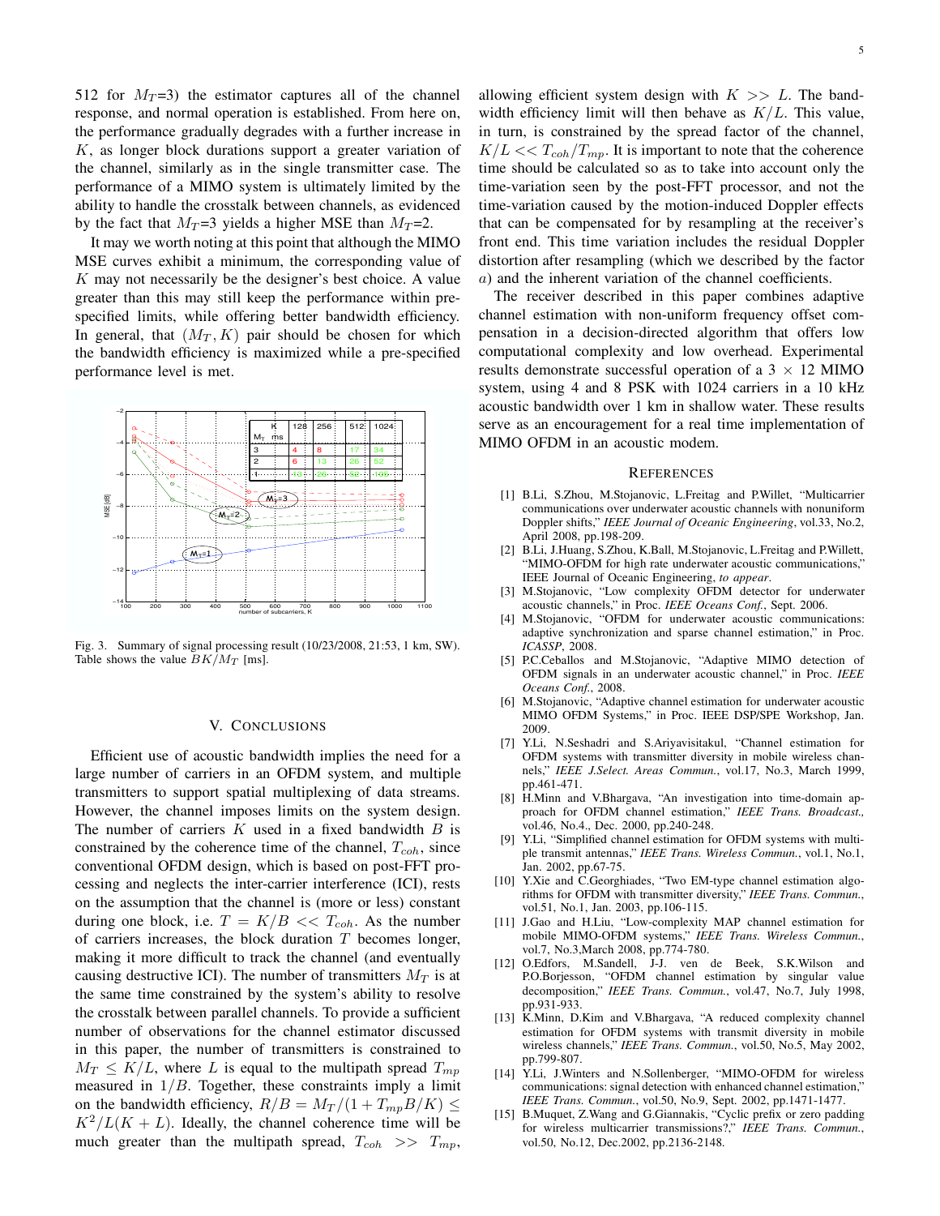512 for $M_T$=3) the estimator captures all of the channel response, and normal operation is established. From here on, the performance gradually degrades with a further increase in $K$, as longer block durations support a greater variation of the channel, similarly as in the single transmitter case. The performance of a MIMO system is ultimately limited by the ability to handle the crosstalk between channels, as evidenced by the fact that $M_T$=3 yields a higher MSE than $M_T$=2.

It may we worth noting at this point that although the MIMO MSE curves exhibit a minimum, the corresponding value of $K$ may not necessarily be the designer's best choice. A value greater than this may still keep the performance within pre-specified limits, while offering better bandwidth efficiency. In general, that $(M_T, K)$ pair should be chosen for which the bandwidth efficiency is maximized while a pre-specified performance level is met.

MSE [dB]
number of subcarriers, K
$M_T$=3
$M_T$=2
$M_T$=1

K: 128, 256, 512, 1024
$M_T$ \ ms
3: 4, 8, 17, 34
2: 6, 13, 26, 52
1: 13, 26, 52, 105

Fig. 3. Summary of signal processing result (10/23/2008, 21:53, 1 km, SW). Table shows the value $BK/M_T$ [ms].

## V. Conclusions

Efficient use of acoustic bandwidth implies the need for a large number of carriers in an OFDM system, and multiple transmitters to support spatial multiplexing of data streams. However, the channel imposes limits on the system design. The number of carriers $K$ used in a fixed bandwidth $B$ is constrained by the coherence time of the channel, $T_{coh}$, since conventional OFDM design, which is based on post-FFT processing and neglects the inter-carrier interference (ICI), rests on the assumption that the channel is (more or less) constant during one block, i.e. $T = K/B << T_{coh}$. As the number of carriers increases, the block duration $T$ becomes longer, making it more difficult to track the channel (and eventually causing destructive ICI). The number of transmitters $M_T$ is at the same time constrained by the system's ability to resolve the crosstalk between parallel channels. To provide a sufficient number of observations for the channel estimator discussed in this paper, the number of transmitters is constrained to $M_T \leq K/L$, where $L$ is equal to the multipath spread $T_{mp}$ measured in $1/B$. Together, these constraints imply a limit on the bandwidth efficiency, $R/B = M_T/(1 + T_{mp}B/K) \leq K^2/L(K + L)$. Ideally, the channel coherence time will be much greater than the multipath spread, $T_{coh} >> T_{mp}$, allowing efficient system design with $K >> L$. The bandwidth efficiency limit will then behave as $K/L$. This value, in turn, is constrained by the spread factor of the channel, $K/L << T_{coh}/T_{mp}$. It is important to note that the coherence time should be calculated so as to take into account only the time-variation seen by the post-FFT processor, and not the time-variation caused by the motion-induced Doppler effects that can be compensated for by resampling at the receiver's front end. This time variation includes the residual Doppler distortion after resampling (which we described by the factor $a$) and the inherent variation of the channel coefficients.

The receiver described in this paper combines adaptive channel estimation with non-uniform frequency offset compensation in a decision-directed algorithm that offers low computational complexity and low overhead. Experimental results demonstrate successful operation of a $3 \times 12$ MIMO system, using 4 and 8 PSK with 1024 carriers in a 10 kHz acoustic bandwidth over 1 km in shallow water. These results serve as an encouragement for a real time implementation of MIMO OFDM in an acoustic modem.

## References

[1] B.Li, S.Zhou, M.Stojanovic, L.Freitag and P.Willet, "Multicarrier communications over underwater acoustic channels with nonuniform Doppler shifts," *IEEE Journal of Oceanic Engineering*, vol.33, No.2, April 2008, pp.198-209.

[2] B.Li, J.Huang, S.Zhou, K.Ball, M.Stojanovic, L.Freitag and P.Willett, "MIMO-OFDM for high rate underwater acoustic communications," IEEE Journal of Oceanic Engineering, *to appear*.

[3] M.Stojanovic, "Low complexity OFDM detector for underwater acoustic channels," in Proc. *IEEE Oceans Conf.*, Sept. 2006.

[4] M.Stojanovic, "OFDM for underwater acoustic communications: adaptive synchronization and sparse channel estimation," in Proc. *ICASSP*, 2008.

[5] P.C.Ceballos and M.Stojanovic, "Adaptive MIMO detection of OFDM signals in an underwater acoustic channel," in Proc. *IEEE Oceans Conf.*, 2008.

[6] M.Stojanovic, "Adaptive channel estimation for underwater acoustic MIMO OFDM Systems," in Proc. IEEE DSP/SPE Workshop, Jan. 2009.

[7] Y.Li, N.Seshadri and S.Ariyavisitakul, "Channel estimation for OFDM systems with transmitter diversity in mobile wireless channels," *IEEE J.Select. Areas Commun.*, vol.17, No.3, March 1999, pp.461-471.

[8] H.Minn and V.Bhargava, "An investigation into time-domain approach for OFDM channel estimation," *IEEE Trans. Broadcast.*, vol.46, No.4., Dec. 2000, pp.240-248.

[9] Y.Li, "Simplified channel estimation for OFDM systems with multiple transmit antennas," *IEEE Trans. Wireless Commun.*, vol.1, No.1, Jan. 2002, pp.67-75.

[10] Y.Xie and C.Georghiades, "Two EM-type channel estimation algorithms for OFDM with transmitter diversity," *IEEE Trans. Commun.*, vol.51, No.1, Jan. 2003, pp.106-115.

[11] J.Gao and H.Liu, "Low-complexity MAP channel estimation for mobile MIMO-OFDM systems," *IEEE Trans. Wireless Commun.*, vol.7, No.3,March 2008, pp.774-780.

[12] O.Edfors, M.Sandell, J-J. ven de Beek, S.K.Wilson and P.O.Borjesson, "OFDM channel estimation by singular value decomposition," *IEEE Trans. Commun.*, vol.47, No.7, July 1998, pp.931-933.

[13] K.Minn, D.Kim and V.Bhargava, "A reduced complexity channel estimation for OFDM systems with transmit diversity in mobile wireless channels," *IEEE Trans. Commun.*, vol.50, No.5, May 2002, pp.799-807.

[14] Y.Li, J.Winters and N.Sollenberger, "MIMO-OFDM for wireless communications: signal detection with enhanced channel estimation," *IEEE Trans. Commun.*, vol.50, No.9, Sept. 2002, pp.1471-1477.

[15] B.Muquet, Z.Wang and G.Giannakis, "Cyclic prefix or zero padding for wireless multicarrier transmissions?," *IEEE Trans. Commun.*, vol.50, No.12, Dec.2002, pp.2136-2148.